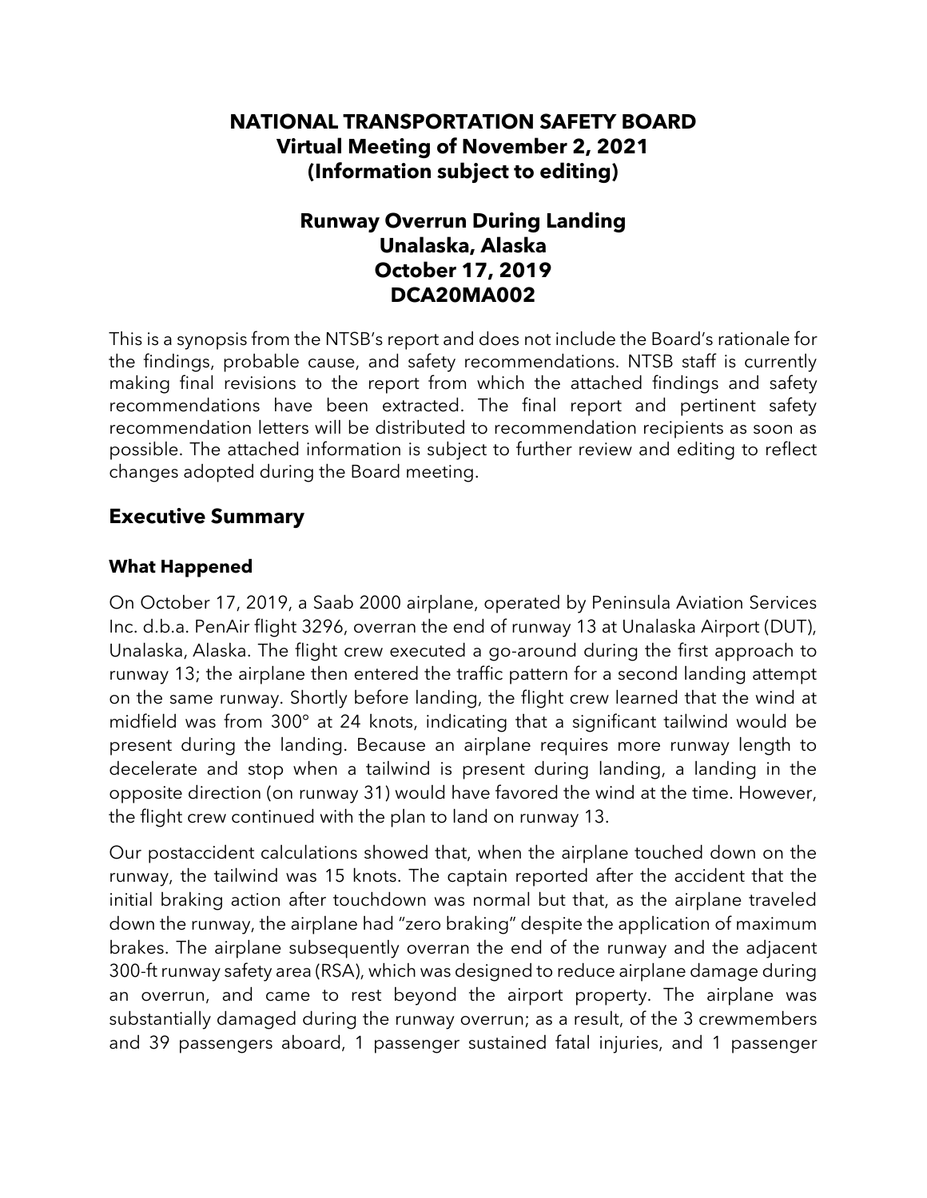**NATIONAL TRANSPORTATION SAFETY BOARD**
**Virtual Meeting of November 2, 2021**
**(Information subject to editing)**

**Runway Overrun During Landing**
**Unalaska, Alaska**
**October 17, 2019**
**DCA20MA002**

This is a synopsis from the NTSB's report and does not include the Board's rationale for the findings, probable cause, and safety recommendations. NTSB staff is currently making final revisions to the report from which the attached findings and safety recommendations have been extracted. The final report and pertinent safety recommendation letters will be distributed to recommendation recipients as soon as possible. The attached information is subject to further review and editing to reflect changes adopted during the Board meeting.

## Executive Summary

### What Happened

On October 17, 2019, a Saab 2000 airplane, operated by Peninsula Aviation Services Inc. d.b.a. PenAir flight 3296, overran the end of runway 13 at Unalaska Airport (DUT), Unalaska, Alaska. The flight crew executed a go-around during the first approach to runway 13; the airplane then entered the traffic pattern for a second landing attempt on the same runway. Shortly before landing, the flight crew learned that the wind at midfield was from 300° at 24 knots, indicating that a significant tailwind would be present during the landing. Because an airplane requires more runway length to decelerate and stop when a tailwind is present during landing, a landing in the opposite direction (on runway 31) would have favored the wind at the time. However, the flight crew continued with the plan to land on runway 13.

Our postaccident calculations showed that, when the airplane touched down on the runway, the tailwind was 15 knots. The captain reported after the accident that the initial braking action after touchdown was normal but that, as the airplane traveled down the runway, the airplane had "zero braking" despite the application of maximum brakes. The airplane subsequently overran the end of the runway and the adjacent 300-ft runway safety area (RSA), which was designed to reduce airplane damage during an overrun, and came to rest beyond the airport property. The airplane was substantially damaged during the runway overrun; as a result, of the 3 crewmembers and 39 passengers aboard, 1 passenger sustained fatal injuries, and 1 passenger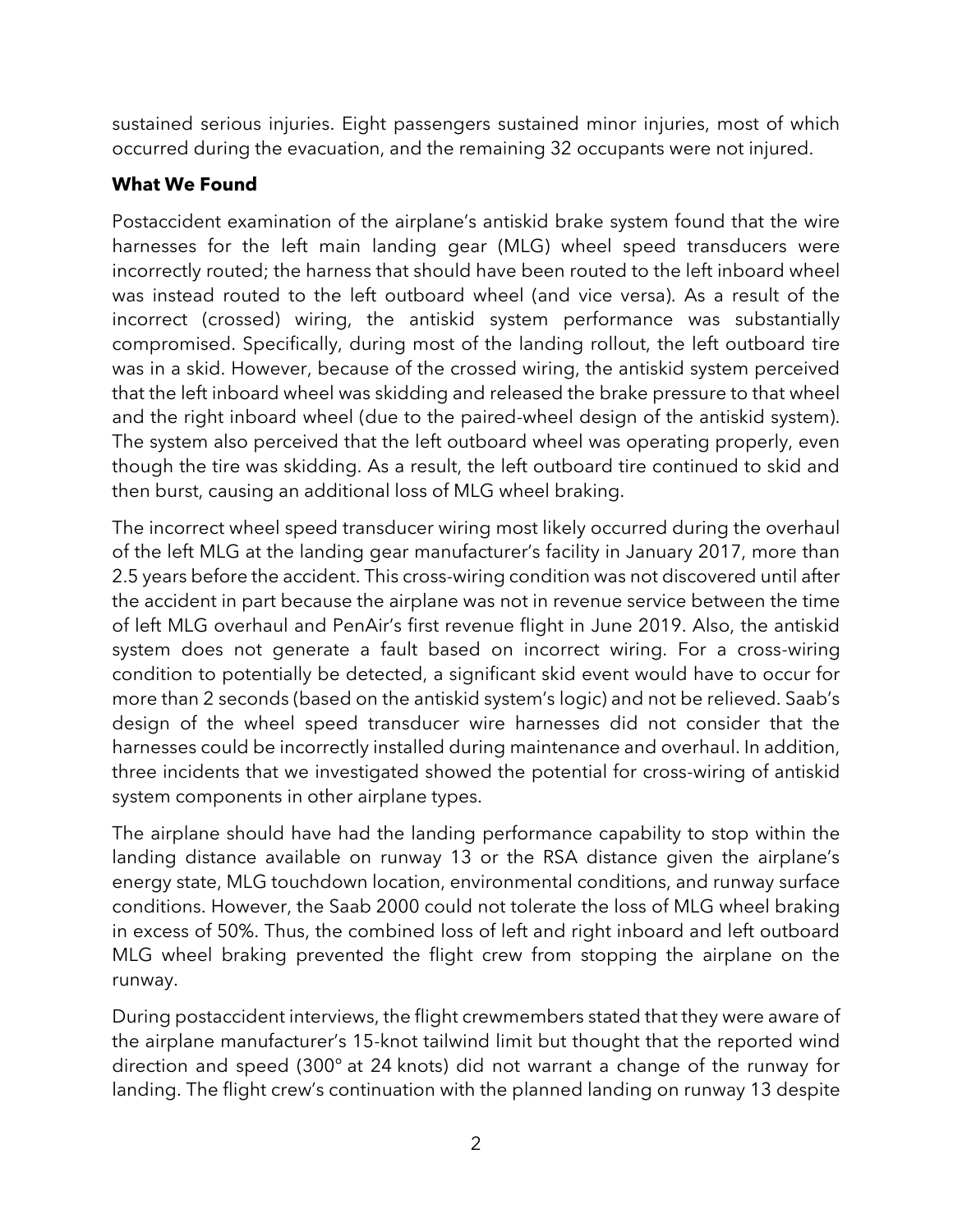sustained serious injuries. Eight passengers sustained minor injuries, most of which occurred during the evacuation, and the remaining 32 occupants were not injured.

**What We Found**

Postaccident examination of the airplane's antiskid brake system found that the wire harnesses for the left main landing gear (MLG) wheel speed transducers were incorrectly routed; the harness that should have been routed to the left inboard wheel was instead routed to the left outboard wheel (and vice versa). As a result of the incorrect (crossed) wiring, the antiskid system performance was substantially compromised. Specifically, during most of the landing rollout, the left outboard tire was in a skid. However, because of the crossed wiring, the antiskid system perceived that the left inboard wheel was skidding and released the brake pressure to that wheel and the right inboard wheel (due to the paired-wheel design of the antiskid system). The system also perceived that the left outboard wheel was operating properly, even though the tire was skidding. As a result, the left outboard tire continued to skid and then burst, causing an additional loss of MLG wheel braking.

The incorrect wheel speed transducer wiring most likely occurred during the overhaul of the left MLG at the landing gear manufacturer's facility in January 2017, more than 2.5 years before the accident. This cross-wiring condition was not discovered until after the accident in part because the airplane was not in revenue service between the time of left MLG overhaul and PenAir's first revenue flight in June 2019. Also, the antiskid system does not generate a fault based on incorrect wiring. For a cross-wiring condition to potentially be detected, a significant skid event would have to occur for more than 2 seconds (based on the antiskid system's logic) and not be relieved. Saab's design of the wheel speed transducer wire harnesses did not consider that the harnesses could be incorrectly installed during maintenance and overhaul. In addition, three incidents that we investigated showed the potential for cross-wiring of antiskid system components in other airplane types.

The airplane should have had the landing performance capability to stop within the landing distance available on runway 13 or the RSA distance given the airplane's energy state, MLG touchdown location, environmental conditions, and runway surface conditions. However, the Saab 2000 could not tolerate the loss of MLG wheel braking in excess of 50%. Thus, the combined loss of left and right inboard and left outboard MLG wheel braking prevented the flight crew from stopping the airplane on the runway.

During postaccident interviews, the flight crewmembers stated that they were aware of the airplane manufacturer's 15-knot tailwind limit but thought that the reported wind direction and speed (300° at 24 knots) did not warrant a change of the runway for landing. The flight crew's continuation with the planned landing on runway 13 despite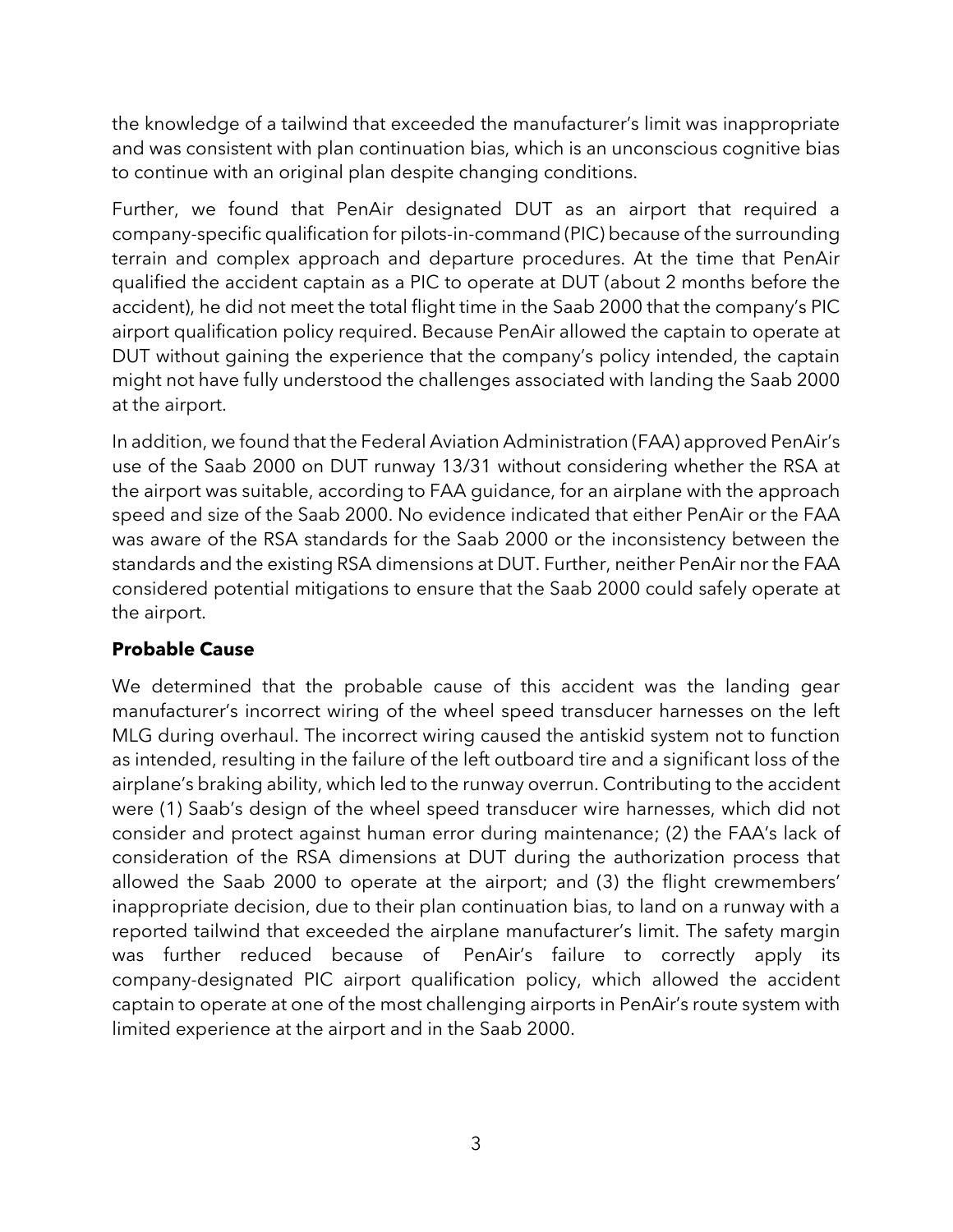the knowledge of a tailwind that exceeded the manufacturer's limit was inappropriate and was consistent with plan continuation bias, which is an unconscious cognitive bias to continue with an original plan despite changing conditions.

Further, we found that PenAir designated DUT as an airport that required a company-specific qualification for pilots-in-command (PIC) because of the surrounding terrain and complex approach and departure procedures. At the time that PenAir qualified the accident captain as a PIC to operate at DUT (about 2 months before the accident), he did not meet the total flight time in the Saab 2000 that the company's PIC airport qualification policy required. Because PenAir allowed the captain to operate at DUT without gaining the experience that the company's policy intended, the captain might not have fully understood the challenges associated with landing the Saab 2000 at the airport.

In addition, we found that the Federal Aviation Administration (FAA) approved PenAir's use of the Saab 2000 on DUT runway 13/31 without considering whether the RSA at the airport was suitable, according to FAA guidance, for an airplane with the approach speed and size of the Saab 2000. No evidence indicated that either PenAir or the FAA was aware of the RSA standards for the Saab 2000 or the inconsistency between the standards and the existing RSA dimensions at DUT. Further, neither PenAir nor the FAA considered potential mitigations to ensure that the Saab 2000 could safely operate at the airport.

**Probable Cause**

We determined that the probable cause of this accident was the landing gear manufacturer's incorrect wiring of the wheel speed transducer harnesses on the left MLG during overhaul. The incorrect wiring caused the antiskid system not to function as intended, resulting in the failure of the left outboard tire and a significant loss of the airplane's braking ability, which led to the runway overrun. Contributing to the accident were (1) Saab's design of the wheel speed transducer wire harnesses, which did not consider and protect against human error during maintenance; (2) the FAA's lack of consideration of the RSA dimensions at DUT during the authorization process that allowed the Saab 2000 to operate at the airport; and (3) the flight crewmembers' inappropriate decision, due to their plan continuation bias, to land on a runway with a reported tailwind that exceeded the airplane manufacturer's limit. The safety margin was further reduced because of PenAir's failure to correctly apply its company-designated PIC airport qualification policy, which allowed the accident captain to operate at one of the most challenging airports in PenAir's route system with limited experience at the airport and in the Saab 2000.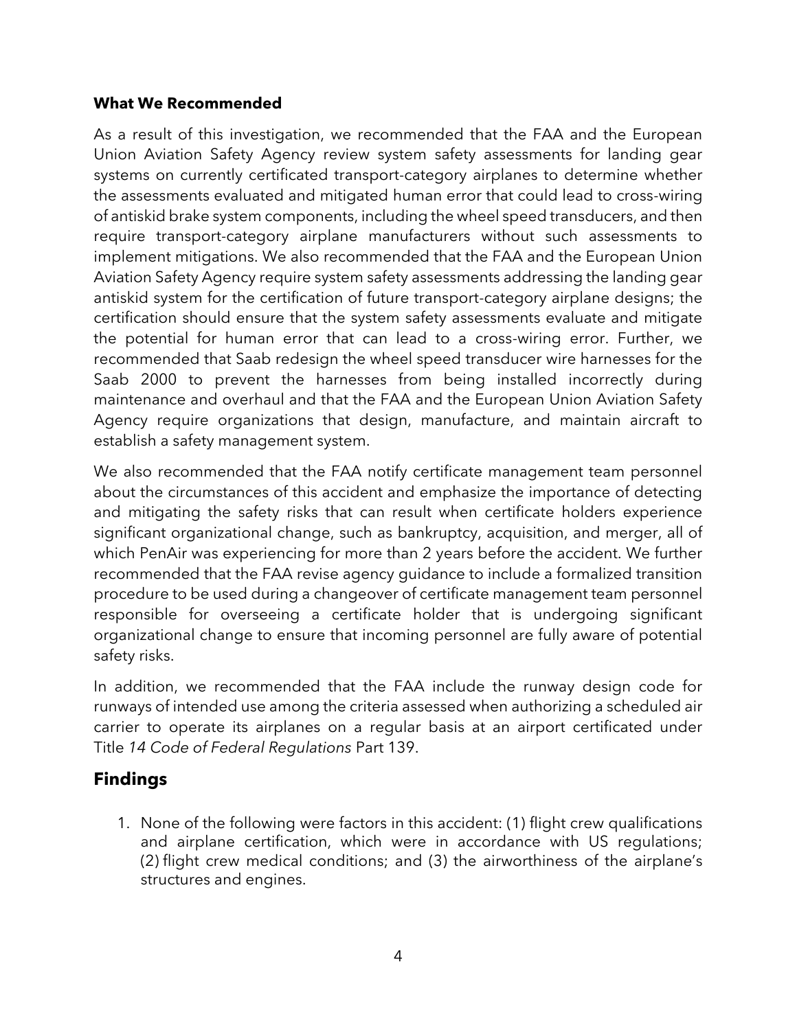**What We Recommended**

As a result of this investigation, we recommended that the FAA and the European Union Aviation Safety Agency review system safety assessments for landing gear systems on currently certificated transport-category airplanes to determine whether the assessments evaluated and mitigated human error that could lead to cross-wiring of antiskid brake system components, including the wheel speed transducers, and then require transport-category airplane manufacturers without such assessments to implement mitigations. We also recommended that the FAA and the European Union Aviation Safety Agency require system safety assessments addressing the landing gear antiskid system for the certification of future transport-category airplane designs; the certification should ensure that the system safety assessments evaluate and mitigate the potential for human error that can lead to a cross-wiring error. Further, we recommended that Saab redesign the wheel speed transducer wire harnesses for the Saab 2000 to prevent the harnesses from being installed incorrectly during maintenance and overhaul and that the FAA and the European Union Aviation Safety Agency require organizations that design, manufacture, and maintain aircraft to establish a safety management system.

We also recommended that the FAA notify certificate management team personnel about the circumstances of this accident and emphasize the importance of detecting and mitigating the safety risks that can result when certificate holders experience significant organizational change, such as bankruptcy, acquisition, and merger, all of which PenAir was experiencing for more than 2 years before the accident. We further recommended that the FAA revise agency guidance to include a formalized transition procedure to be used during a changeover of certificate management team personnel responsible for overseeing a certificate holder that is undergoing significant organizational change to ensure that incoming personnel are fully aware of potential safety risks.

In addition, we recommended that the FAA include the runway design code for runways of intended use among the criteria assessed when authorizing a scheduled air carrier to operate its airplanes on a regular basis at an airport certificated under Title *14 Code of Federal Regulations* Part 139.

## Findings

1. None of the following were factors in this accident: (1) flight crew qualifications and airplane certification, which were in accordance with US regulations; (2) flight crew medical conditions; and (3) the airworthiness of the airplane's structures and engines.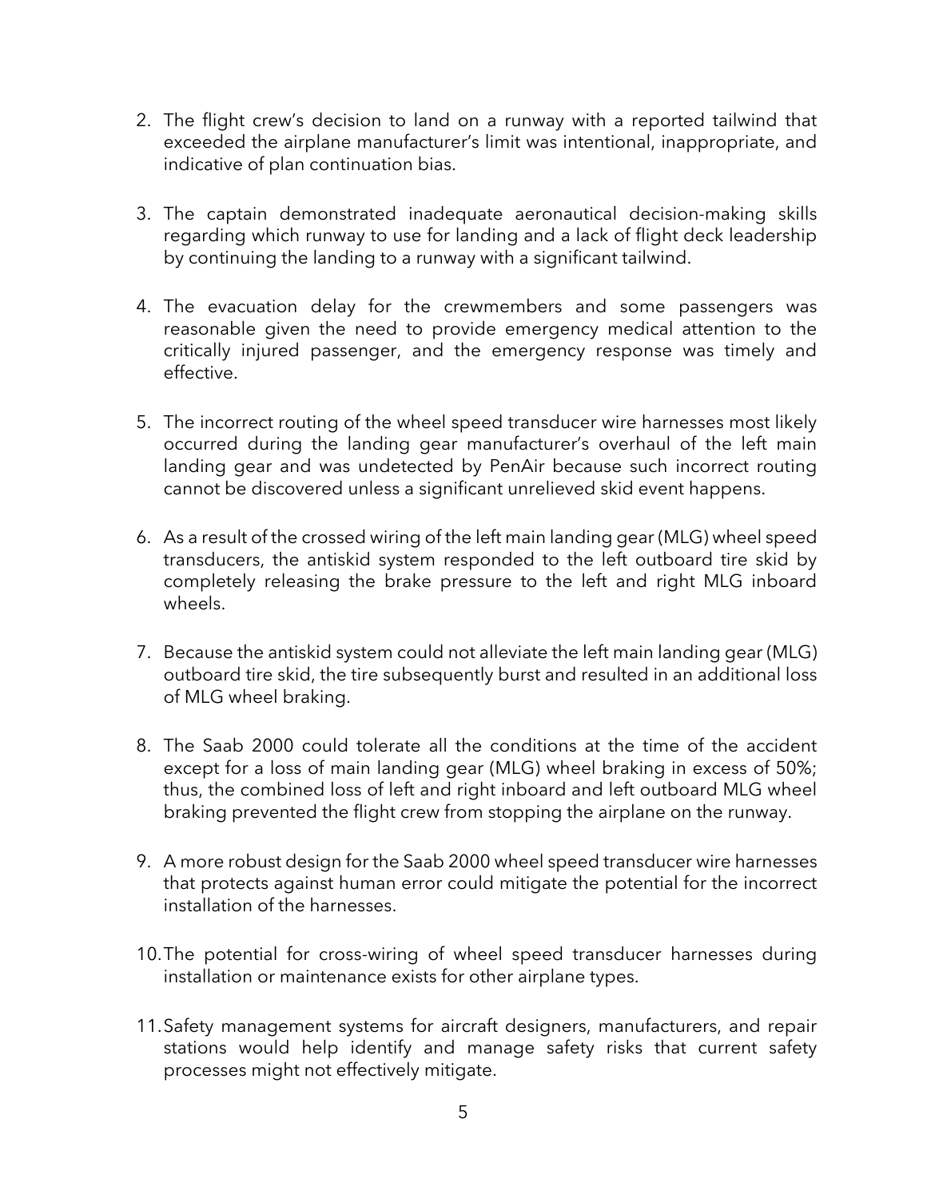2. The flight crew's decision to land on a runway with a reported tailwind that exceeded the airplane manufacturer's limit was intentional, inappropriate, and indicative of plan continuation bias.

3. The captain demonstrated inadequate aeronautical decision-making skills regarding which runway to use for landing and a lack of flight deck leadership by continuing the landing to a runway with a significant tailwind.

4. The evacuation delay for the crewmembers and some passengers was reasonable given the need to provide emergency medical attention to the critically injured passenger, and the emergency response was timely and effective.

5. The incorrect routing of the wheel speed transducer wire harnesses most likely occurred during the landing gear manufacturer's overhaul of the left main landing gear and was undetected by PenAir because such incorrect routing cannot be discovered unless a significant unrelieved skid event happens.

6. As a result of the crossed wiring of the left main landing gear (MLG) wheel speed transducers, the antiskid system responded to the left outboard tire skid by completely releasing the brake pressure to the left and right MLG inboard wheels.

7. Because the antiskid system could not alleviate the left main landing gear (MLG) outboard tire skid, the tire subsequently burst and resulted in an additional loss of MLG wheel braking.

8. The Saab 2000 could tolerate all the conditions at the time of the accident except for a loss of main landing gear (MLG) wheel braking in excess of 50%; thus, the combined loss of left and right inboard and left outboard MLG wheel braking prevented the flight crew from stopping the airplane on the runway.

9. A more robust design for the Saab 2000 wheel speed transducer wire harnesses that protects against human error could mitigate the potential for the incorrect installation of the harnesses.

10. The potential for cross-wiring of wheel speed transducer harnesses during installation or maintenance exists for other airplane types.

11. Safety management systems for aircraft designers, manufacturers, and repair stations would help identify and manage safety risks that current safety processes might not effectively mitigate.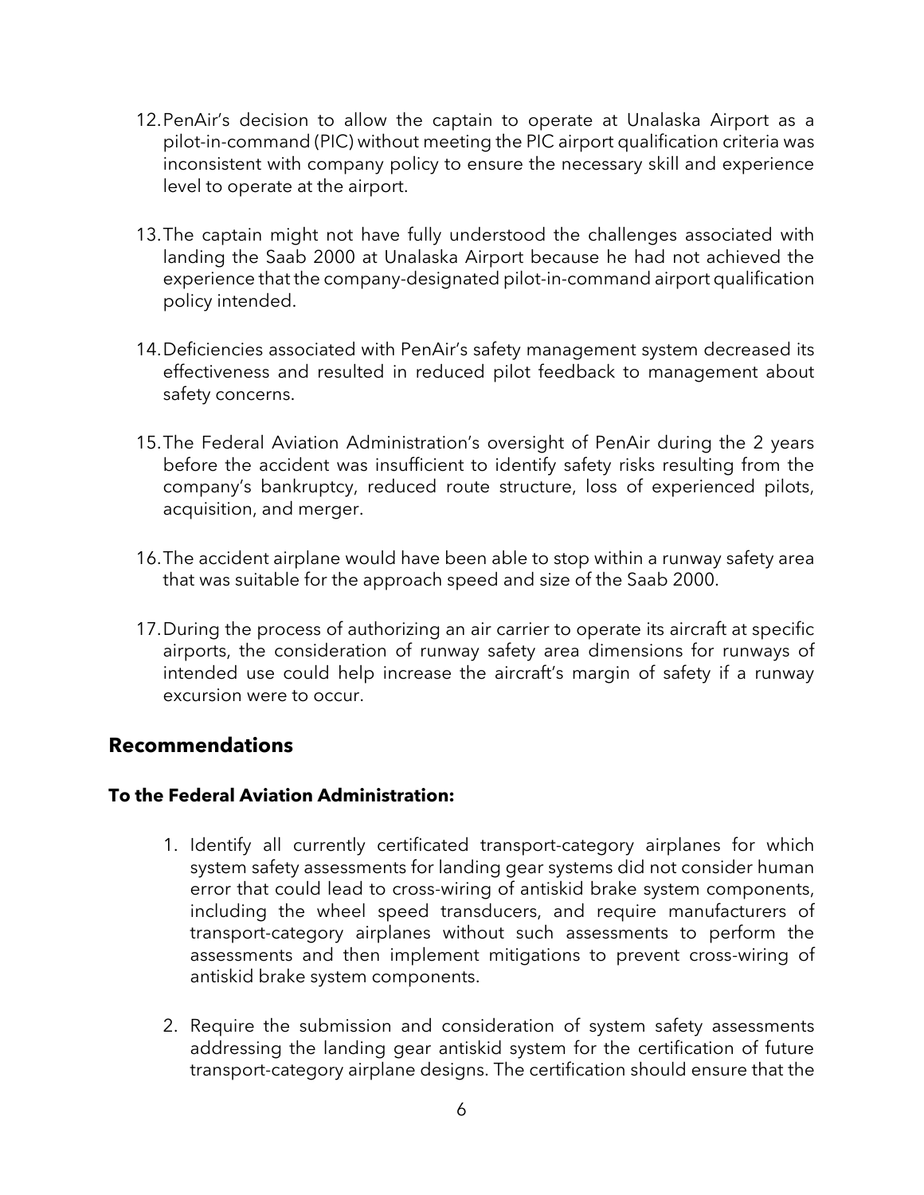12. PenAir's decision to allow the captain to operate at Unalaska Airport as a pilot-in-command (PIC) without meeting the PIC airport qualification criteria was inconsistent with company policy to ensure the necessary skill and experience level to operate at the airport.

13. The captain might not have fully understood the challenges associated with landing the Saab 2000 at Unalaska Airport because he had not achieved the experience that the company-designated pilot-in-command airport qualification policy intended.

14. Deficiencies associated with PenAir's safety management system decreased its effectiveness and resulted in reduced pilot feedback to management about safety concerns.

15. The Federal Aviation Administration's oversight of PenAir during the 2 years before the accident was insufficient to identify safety risks resulting from the company's bankruptcy, reduced route structure, loss of experienced pilots, acquisition, and merger.

16. The accident airplane would have been able to stop within a runway safety area that was suitable for the approach speed and size of the Saab 2000.

17. During the process of authorizing an air carrier to operate its aircraft at specific airports, the consideration of runway safety area dimensions for runways of intended use could help increase the aircraft's margin of safety if a runway excursion were to occur.

## Recommendations

### To the Federal Aviation Administration:

1. Identify all currently certificated transport-category airplanes for which system safety assessments for landing gear systems did not consider human error that could lead to cross-wiring of antiskid brake system components, including the wheel speed transducers, and require manufacturers of transport-category airplanes without such assessments to perform the assessments and then implement mitigations to prevent cross-wiring of antiskid brake system components.

2. Require the submission and consideration of system safety assessments addressing the landing gear antiskid system for the certification of future transport-category airplane designs. The certification should ensure that the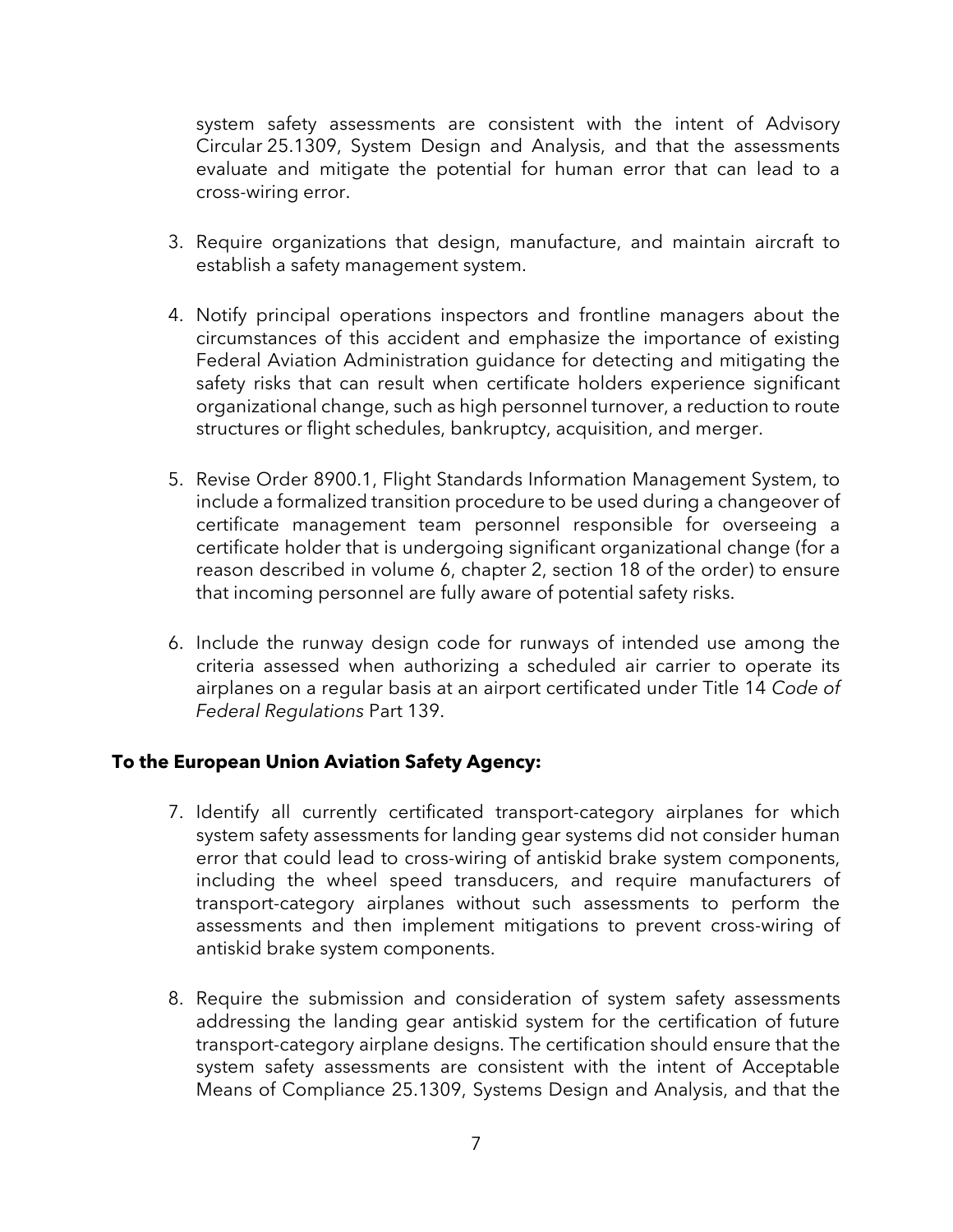system safety assessments are consistent with the intent of Advisory Circular 25.1309, System Design and Analysis, and that the assessments evaluate and mitigate the potential for human error that can lead to a cross-wiring error.

3. Require organizations that design, manufacture, and maintain aircraft to establish a safety management system.

4. Notify principal operations inspectors and frontline managers about the circumstances of this accident and emphasize the importance of existing Federal Aviation Administration guidance for detecting and mitigating the safety risks that can result when certificate holders experience significant organizational change, such as high personnel turnover, a reduction to route structures or flight schedules, bankruptcy, acquisition, and merger.

5. Revise Order 8900.1, Flight Standards Information Management System, to include a formalized transition procedure to be used during a changeover of certificate management team personnel responsible for overseeing a certificate holder that is undergoing significant organizational change (for a reason described in volume 6, chapter 2, section 18 of the order) to ensure that incoming personnel are fully aware of potential safety risks.

6. Include the runway design code for runways of intended use among the criteria assessed when authorizing a scheduled air carrier to operate its airplanes on a regular basis at an airport certificated under Title 14 *Code of Federal Regulations* Part 139.

**To the European Union Aviation Safety Agency:**

7. Identify all currently certificated transport-category airplanes for which system safety assessments for landing gear systems did not consider human error that could lead to cross-wiring of antiskid brake system components, including the wheel speed transducers, and require manufacturers of transport-category airplanes without such assessments to perform the assessments and then implement mitigations to prevent cross-wiring of antiskid brake system components.

8. Require the submission and consideration of system safety assessments addressing the landing gear antiskid system for the certification of future transport-category airplane designs. The certification should ensure that the system safety assessments are consistent with the intent of Acceptable Means of Compliance 25.1309, Systems Design and Analysis, and that the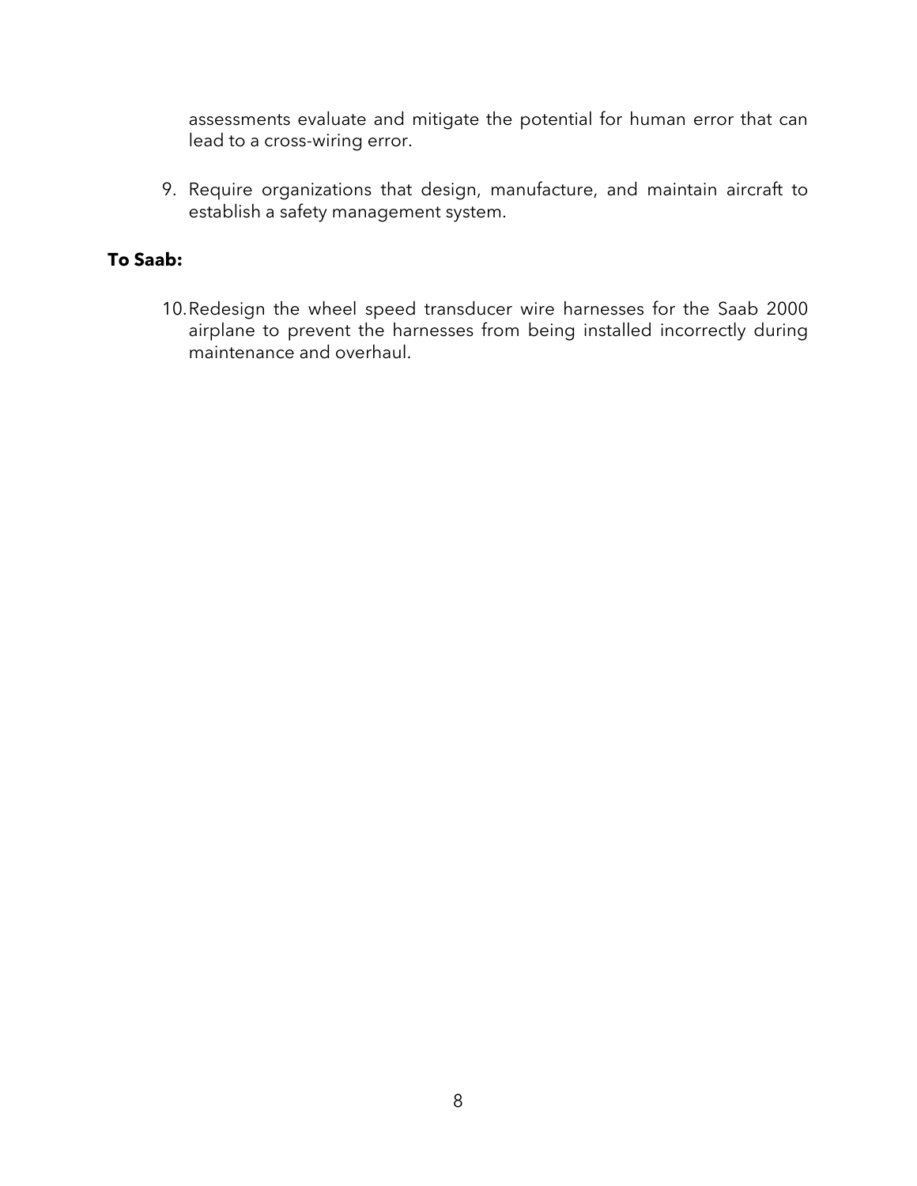assessments evaluate and mitigate the potential for human error that can lead to a cross-wiring error.

9. Require organizations that design, manufacture, and maintain aircraft to establish a safety management system.

**To Saab:**

10. Redesign the wheel speed transducer wire harnesses for the Saab 2000 airplane to prevent the harnesses from being installed incorrectly during maintenance and overhaul.